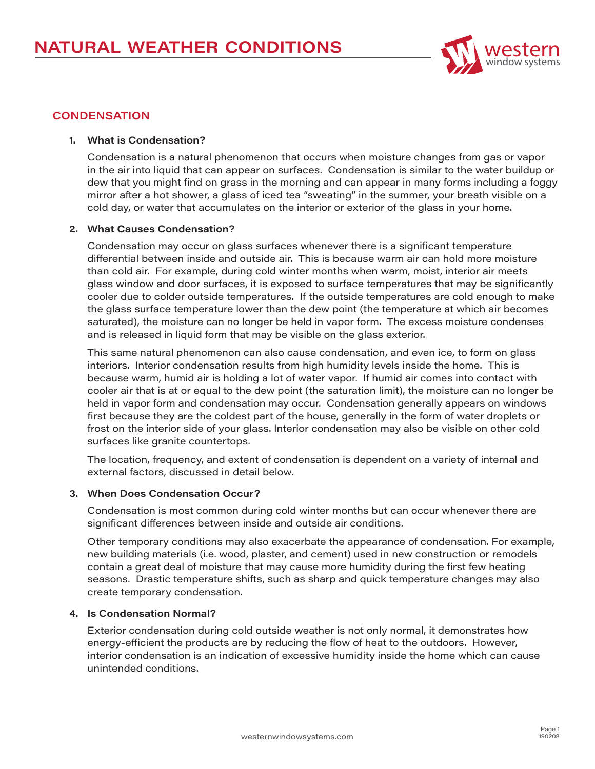# NATURAL WEATHER CONDITIONS

## CONDENSATION

### 1. What is Condensation?

Condensation is a natural phenomenon that occurs when moisture changes from gas or vapor in the air into liquid that can appear on surfaces. Condensation is similar to the water buildup or dew that you might find on grass in the morning and can appear in many forms including a foggy mirror after a hot shower, a glass of iced tea "sweating" in the summer, your breath visible on a cold day, or water that accumulates on the interior or exterior of the glass in your home.

### 2. What Causes Condensation?

Condensation may occur on glass surfaces whenever there is a significant temperature differential between inside and outside air. This is because warm air can hold more moisture than cold air. For example, during cold winter months when warm, moist, interior air meets glass window and door surfaces, it is exposed to surface temperatures that may be significantly cooler due to colder outside temperatures. If the outside temperatures are cold enough to make the glass surface temperature lower than the dew point (the temperature at which air becomes saturated), the moisture can no longer be held in vapor form. The excess moisture condenses and is released in liquid form that may be visible on the glass exterior.

This same natural phenomenon can also cause condensation, and even ice, to form on glass interiors. Interior condensation results from high humidity levels inside the home. This is because warm, humid air is holding a lot of water vapor. If humid air comes into contact with cooler air that is at or equal to the dew point (the saturation limit), the moisture can no longer be held in vapor form and condensation may occur. Condensation generally appears on windows first because they are the coldest part of the house, generally in the form of water droplets or frost on the interior side of your glass. Interior condensation may also be visible on other cold surfaces like granite countertops.

The location, frequency, and extent of condensation is dependent on a variety of internal and external factors, discussed in detail below.

### 3. When Does Condensation Occur?

Condensation is most common during cold winter months but can occur whenever there are significant differences between inside and outside air conditions.

Other temporary conditions may also exacerbate the appearance of condensation. For example, new building materials (i.e. wood, plaster, and cement) used in new construction or remodels contain a great deal of moisture that may cause more humidity during the first few heating seasons. Drastic temperature shifts, such as sharp and quick temperature changes may also create temporary condensation.

### 4. Is Condensation Normal?

Exterior condensation during cold outside weather is not only normal, it demonstrates how energy-efficient the products are by reducing the flow of heat to the outdoors. However, interior condensation is an indication of excessive humidity inside the home which can cause unintended conditions.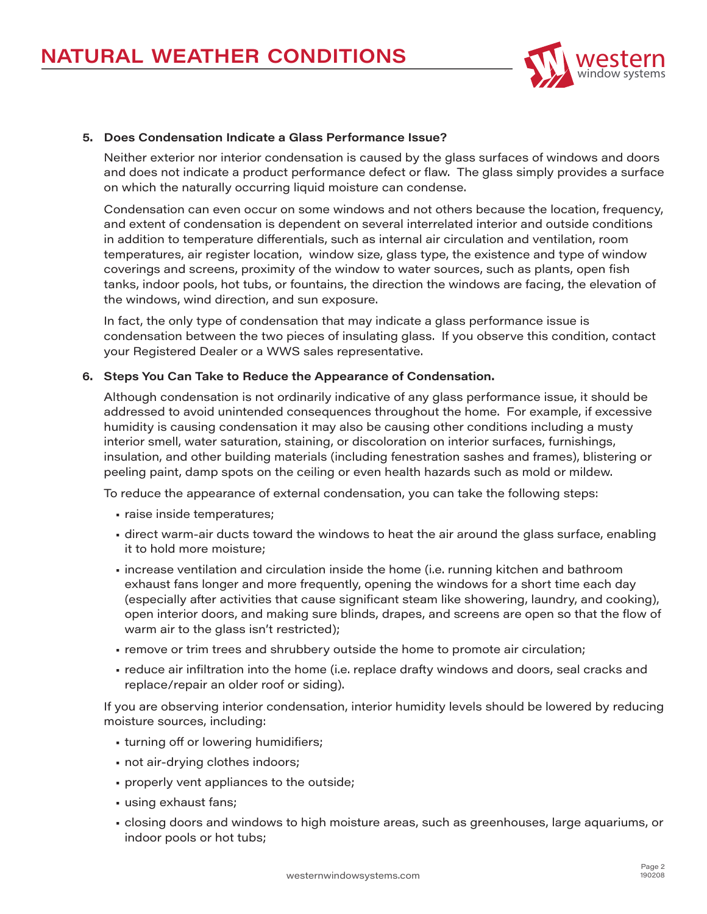# NATURAL WEATHER CONDITIONS

5. **Does Condensation Indicate a Glass Performance Issue?**

   Neither exterior nor interior condensation is caused by the glass surfaces of windows and doors and does not indicate a product performance defect or flaw. The glass simply provides a surface on which the naturally occurring liquid moisture can condense.

   Condensation can even occur on some windows and not others because the location, frequency, and extent of condensation is dependent on several interrelated interior and outside conditions in addition to temperature differentials, such as internal air circulation and ventilation, room temperatures, air register location, window size, glass type, the existence and type of window coverings and screens, proximity of the window to water sources, such as plants, open fish tanks, indoor pools, hot tubs, or fountains, the direction the windows are facing, the elevation of the windows, wind direction, and sun exposure.

   In fact, the only type of condensation that may indicate a glass performance issue is condensation between the two pieces of insulating glass. If you observe this condition, contact your Registered Dealer or a WWS sales representative.

6. **Steps You Can Take to Reduce the Appearance of Condensation.**

   Although condensation is not ordinarily indicative of any glass performance issue, it should be addressed to avoid unintended consequences throughout the home. For example, if excessive humidity is causing condensation it may also be causing other conditions including a musty interior smell, water saturation, staining, or discoloration on interior surfaces, furnishings, insulation, and other building materials (including fenestration sashes and frames), blistering or peeling paint, damp spots on the ceiling or even health hazards such as mold or mildew.

   To reduce the appearance of external condensation, you can take the following steps:

   - raise inside temperatures;
   - direct warm-air ducts toward the windows to heat the air around the glass surface, enabling it to hold more moisture;
   - increase ventilation and circulation inside the home (i.e. running kitchen and bathroom exhaust fans longer and more frequently, opening the windows for a short time each day (especially after activities that cause significant steam like showering, laundry, and cooking), open interior doors, and making sure blinds, drapes, and screens are open so that the flow of warm air to the glass isn't restricted);
   - remove or trim trees and shrubbery outside the home to promote air circulation;
   - reduce air infiltration into the home (i.e. replace drafty windows and doors, seal cracks and replace/repair an older roof or siding).

   If you are observing interior condensation, interior humidity levels should be lowered by reducing moisture sources, including:

   - turning off or lowering humidifiers;
   - not air-drying clothes indoors;
   - properly vent appliances to the outside;
   - using exhaust fans;
   - closing doors and windows to high moisture areas, such as greenhouses, large aquariums, or indoor pools or hot tubs;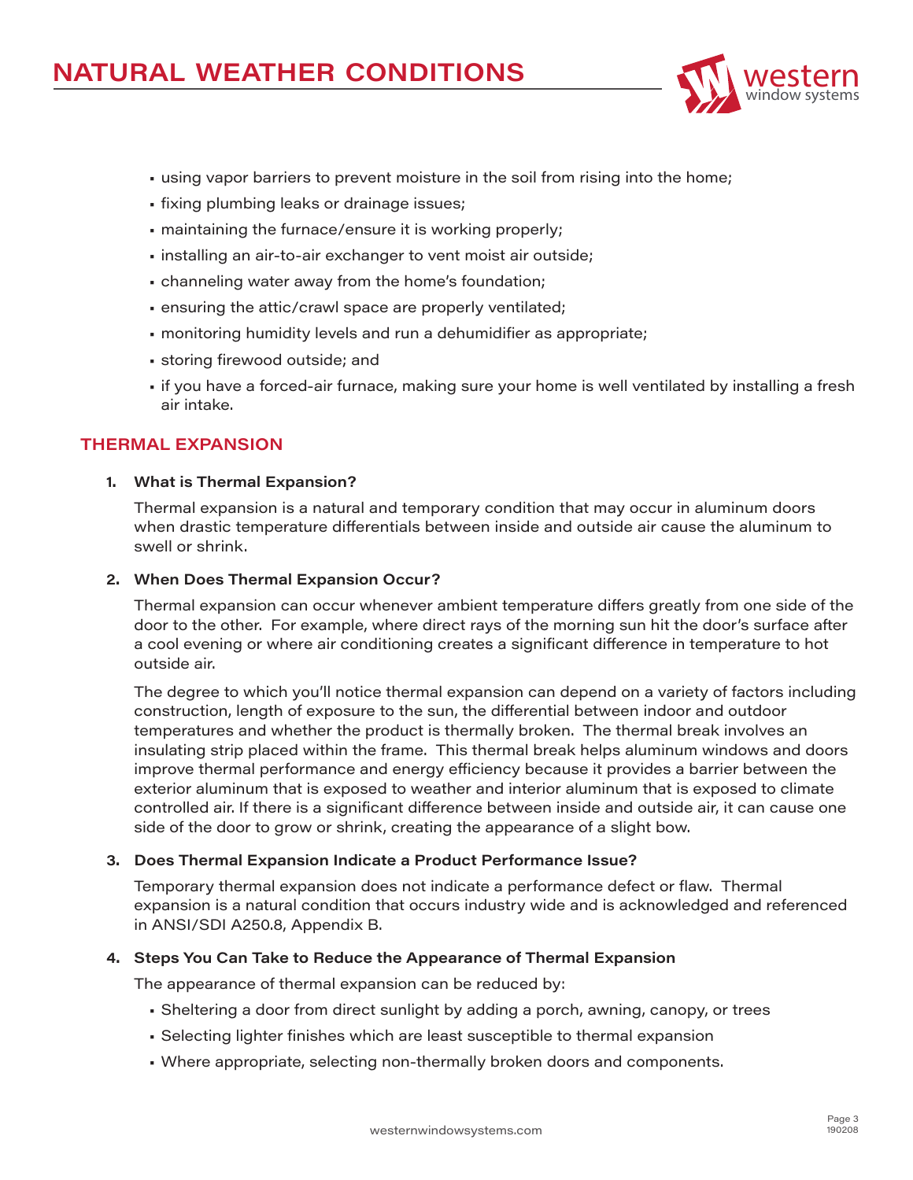- using vapor barriers to prevent moisture in the soil from rising into the home;
- fixing plumbing leaks or drainage issues;
- maintaining the furnace/ensure it is working properly;
- installing an air-to-air exchanger to vent moist air outside;
- channeling water away from the home's foundation;
- ensuring the attic/crawl space are properly ventilated;
- monitoring humidity levels and run a dehumidifier as appropriate;
- storing firewood outside; and
- if you have a forced-air furnace, making sure your home is well ventilated by installing a fresh air intake.

## THERMAL EXPANSION

1. **What is Thermal Expansion?**

   Thermal expansion is a natural and temporary condition that may occur in aluminum doors when drastic temperature differentials between inside and outside air cause the aluminum to swell or shrink.

2. **When Does Thermal Expansion Occur?**

   Thermal expansion can occur whenever ambient temperature differs greatly from one side of the door to the other. For example, where direct rays of the morning sun hit the door's surface after a cool evening or where air conditioning creates a significant difference in temperature to hot outside air.

   The degree to which you'll notice thermal expansion can depend on a variety of factors including construction, length of exposure to the sun, the differential between indoor and outdoor temperatures and whether the product is thermally broken. The thermal break involves an insulating strip placed within the frame. This thermal break helps aluminum windows and doors improve thermal performance and energy efficiency because it provides a barrier between the exterior aluminum that is exposed to weather and interior aluminum that is exposed to climate controlled air. If there is a significant difference between inside and outside air, it can cause one side of the door to grow or shrink, creating the appearance of a slight bow.

3. **Does Thermal Expansion Indicate a Product Performance Issue?**

   Temporary thermal expansion does not indicate a performance defect or flaw. Thermal expansion is a natural condition that occurs industry wide and is acknowledged and referenced in ANSI/SDI A250.8, Appendix B.

4. **Steps You Can Take to Reduce the Appearance of Thermal Expansion**

   The appearance of thermal expansion can be reduced by:

   - Sheltering a door from direct sunlight by adding a porch, awning, canopy, or trees
   - Selecting lighter finishes which are least susceptible to thermal expansion
   - Where appropriate, selecting non-thermally broken doors and components.